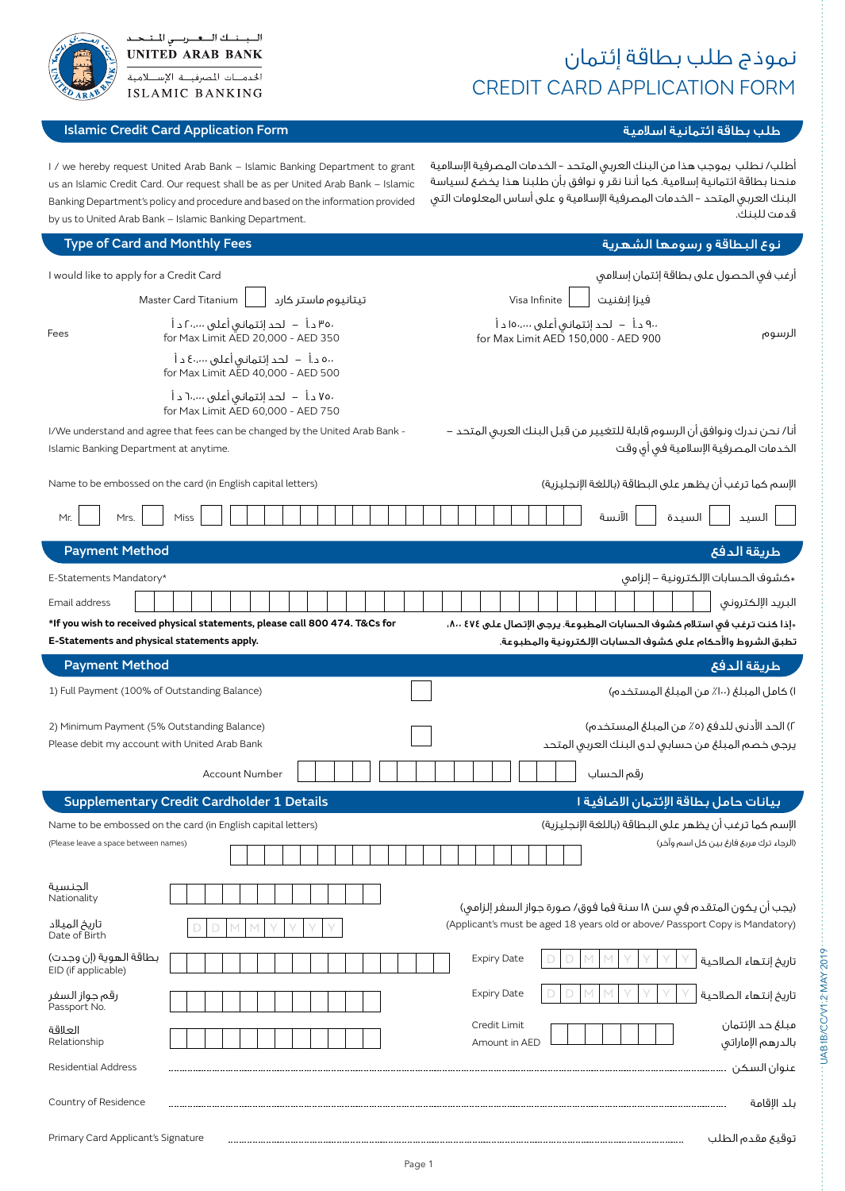البنك العربي المتحد
UNITED ARAB BANK
الخدمات المصرفية الإسلامية
ISLAMIC BANKING

# نموذج طلب بطاقة إئتمان
# CREDIT CARD APPLICATION FORM

## Islamic Credit Card Application Form / طلب بطاقة ائتمانية اسلامية

I / we hereby request United Arab Bank – Islamic Banking Department to grant us an Islamic Credit Card. Our request shall be as per United Arab Bank – Islamic Banking Department's policy and procedure and based on the information provided by us to United Arab Bank – Islamic Banking Department.

أطلب/ نطلب بموجب هذا من البنك العربي المتحد - الخدمات المصرفية الإسلامية منحنا بطاقة ائتمانية إسلامية. كما أننا نقر و نوافق بأن طلبنا هذا يخضع لسياسة البنك العربي المتحد - الخدمات المصرفية الإسلامية و على أساس المعلومات التي قدمت للبنك.

## Type of Card and Monthly Fees / نوع البطاقة و رسومها الشهرية

I would like to apply for a Credit Card / أرغب في الحصول على بطاقة إئتمان إسلامي

Master Card Titanium ☐ تيتانيوم ماستر كارد

Visa Infinite ☐ فيزا إنفينيت

Fees / الرسوم

- Master Card Titanium:
  - ٣٥٠ د.أ – لحد إئتماني أعلى ٢٠,٠٠٠ د أ — for Max Limit AED 20,000 - AED 350
  - ٥٠٠ د.أ – لحد إئتماني أعلى ٤٠,٠٠٠ د أ — for Max Limit AED 40,000 - AED 500
  - ٧٥٠ د.أ – لحد إئتماني أعلى ٦٠,٠٠٠ د أ — for Max Limit AED 60,000 - AED 750
- Visa Infinite:
  - ٩٠٠ د.أ – لحد إئتماني أعلى ١٥٠,٠٠٠ د أ — for Max Limit AED 150,000 - AED 900

I/We understand and agree that fees can be changed by the United Arab Bank - Islamic Banking Department at anytime.

أنا/ نحن ندرك ونوافق أن الرسوم قابلة للتغيير من قبل البنك العربي المتحد – الخدمات المصرفية الإسلامية في أي وقت

Name to be embossed on the card (in English capital letters) / الإسم كما ترغب أن يظهر على البطاقة (باللغة الإنجليزية)

Mr. ☐ Mrs. ☐ Miss ☐ ____________________ الآنسة ☐ السيدة ☐ السيد ☐

## Payment Method / طريقة الدفع

E-Statements Mandatory* / *كشوف الحسابات الإلكترونية – إلزامي

Email address ____________________ البريد الإلكتروني

**\*If you wish to received physical statements, please call 800 474. T&Cs for E-Statements and physical statements apply.**

**\*إذا كنت ترغب في استلام كشوف الحسابات المطبوعة، يرجى الإتصال على ٨٠٠ ٤٧٤. تطبق الشروط والأحكام على كشوف الحسابات الإلكترونية والمطبوعة.**

## Payment Method / طريقة الدفع

1) Full Payment (100% of Outstanding Balance) ☐ ١) كامل المبلغ (١٠٠٪ من المبلغ المستخدم)

2) Minimum Payment (5% Outstanding Balance) ☐ ٢) الحد الأدنى للدفع (٥٪ من المبلغ المستخدم)

Please debit my account with United Arab Bank / يرجى خصم المبلغ من حسابي لدى البنك العربي المتحد

Account Number ____________________ رقم الحساب

## Supplementary Credit Cardholder 1 Details / بيانات حامل بطاقة الإئتمان الاضافية ١

Name to be embossed on the card (in English capital letters) / الإسم كما ترغب أن يظهر على البطاقة (باللغة الإنجليزية)

(Please leave a space between names) / (الرجاء ترك مربع فارغ بين كل اسم وآخر)

____________________

(يجب أن يكون المتقدم في سن ١٨ سنة فما فوق/ صورة جواز السفر إلزامي)
(Applicant's must be aged 18 years old or above/ Passport Copy is Mandatory)

الجنسية / Nationality ____________________

تاريخ الميلاد / Date of Birth D D M M Y Y Y Y

بطاقة الهوية (إن وجدت) / EID (if applicable) ____________________ Expiry Date / تاريخ إنتهاء الصلاحية D D M M Y Y Y Y

رقم جواز السفر / Passport No. ____________________ Expiry Date / تاريخ إنتهاء الصلاحية D D M M Y Y Y Y

العلاقة / Relationship ____________________ Credit Limit Amount in AED / مبلغ حد الإئتمان بالدرهم الإماراتي ____________________

Residential Address ........................................ عنوان السكن

Country of Residence ........................................ بلد الإقامة

Primary Card Applicant's Signature ........................................ توقيع مقدم الطلب

UAB IB/CC/V1.2 MAY 2019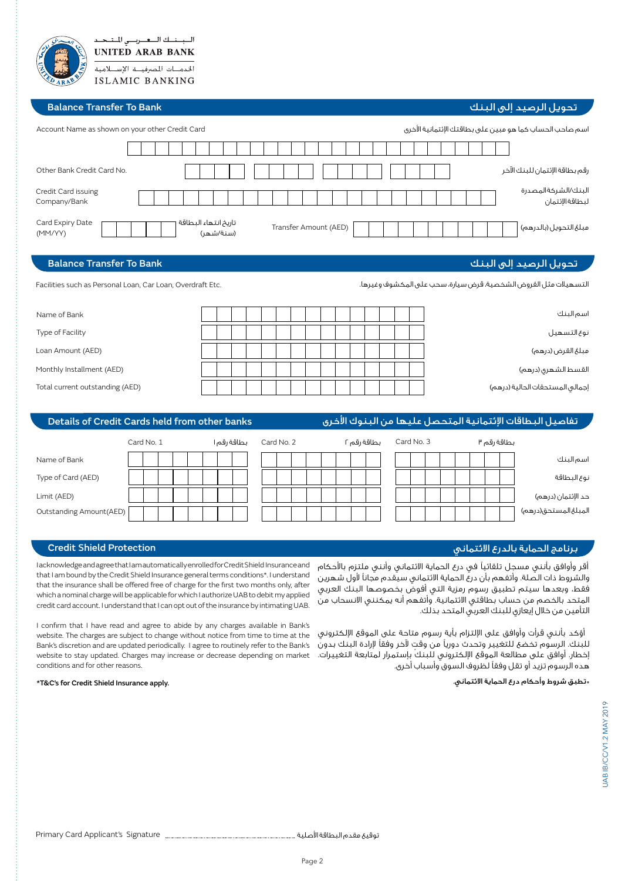الـبـنـك الـعـربـي المـتـحـد
UNITED ARAB BANK
الخدمـات المصرفيـة الإسـلامية
ISLAMIC BANKING

## Balance Transfer To Bank | تحويل الرصيد إلى البنك

Account Name as shown on your other Credit Card | اسم صاحب الحساب كما هو مبين على بطاقتك الإئتمانية الأخرى

Other Bank Credit Card No. | رقم بطاقة الإئتمان للبنك الآخر

Credit Card issuing Company/Bank | البنك/الشركة المصدرة لبطاقة الإئتمان

Card Expiry Date (MM/YY) | تاريخ انتهاء البطاقة (سنة/شهر)

Transfer Amount (AED) | مبلغ التحويل (بالدرهم)

## Balance Transfer To Bank | تحويل الرصيد إلى البنك

Facilities such as Personal Loan, Car Loan, Overdraft Etc. | التسهيلات مثل القروض الشخصية، قرض سيارة، سحب على المكشوف وغيرها.

| | |
|---|---|
| Name of Bank | اسم البنك |
| Type of Facility | نوع التسهيل |
| Loan Amount (AED) | مبلغ القرض (درهم) |
| Monthly Installment (AED) | القسط الشهري (درهم) |
| Total current outstanding (AED) | إجمالي المستحقات الحالية (درهم) |

## Details of Credit Cards held from other banks | تفاصيل البطاقات الإئتمانية المتحصل عليها من البنوك الأخرى

| | Card No. 1 بطاقة رقم ١ | Card No. 2 بطاقة رقم ٢ | Card No. 3 بطاقة رقم ٣ | |
|---|---|---|---|---|
| Name of Bank | | | | اسم البنك |
| Type of Card (AED) | | | | نوع البطاقة |
| Limit (AED) | | | | حد الإئتمان (درهم) |
| Outstanding Amount(AED) | | | | المبلغ المستحق(درهم) |

## Credit Shield Protection | برنامج الحماية بالدرع الائتماني

I acknowledge and agree that I am automatically enrolled for Credit Shield Insurance and that I am bound by the Credit Shield Insurance general terms conditions*. I understand that the insurance shall be offered free of charge for the first two months only, after which a nominal charge will be applicable for which I authorize UAB to debit my applied credit card account. I understand that I can opt out of the insurance by intimating UAB.

I confirm that I have read and agree to abide by any charges available in Bank's website. The charges are subject to change without notice from time to time at the Bank's discretion and are updated periodically. I agree to routinely refer to the Bank's website to stay updated. Charges may increase or decrease depending on market conditions and for other reasons.

**\*T&C's for Credit Shield Insurance apply.**

أقر وأوافق بأنني مسجل تلقائياً في درع الحماية الائتماني وأنني ملتزم بالأحكام والشروط ذات الصلة. وأتفهم بأن درع الحماية الائتماني سيقدم مجاناً لأول شهرين فقط، وبعدها سيتم تطبيق رسوم رمزية التي أفوض بخصوصها البنك العربي المتحد بالخصم من حساب بطاقتي الائتمانية. وأتفهم أنه يمكنني الانسحاب من التأمين من خلال إيعازي للبنك العربي المتحد بذلك.

أؤكد بأنني قرأت وأوافق على الإلتزام بأية رسوم متاحة على الموقع الإلكتروني للبنك. الرسوم تخضع للتغيير وتحدث دورياً من وقتٍ لآخر وفقاً لإرادة البنك بدون إخطار. أوافق على مطالعة الموقع الإلكتروني للبنك بإستمرار لمتابعة التغييرات. هده الرسوم تزيد أو تقل وفقاً لظروف السوق وأسباب أخرى.

**\*تطبق شروط وأحكام درع الحماية الائتماني.**

UAB IB/CC/V1.2 MAY 2019

Primary Card Applicant's Signature .................................................. توقيع مقدم البطاقة الأصلية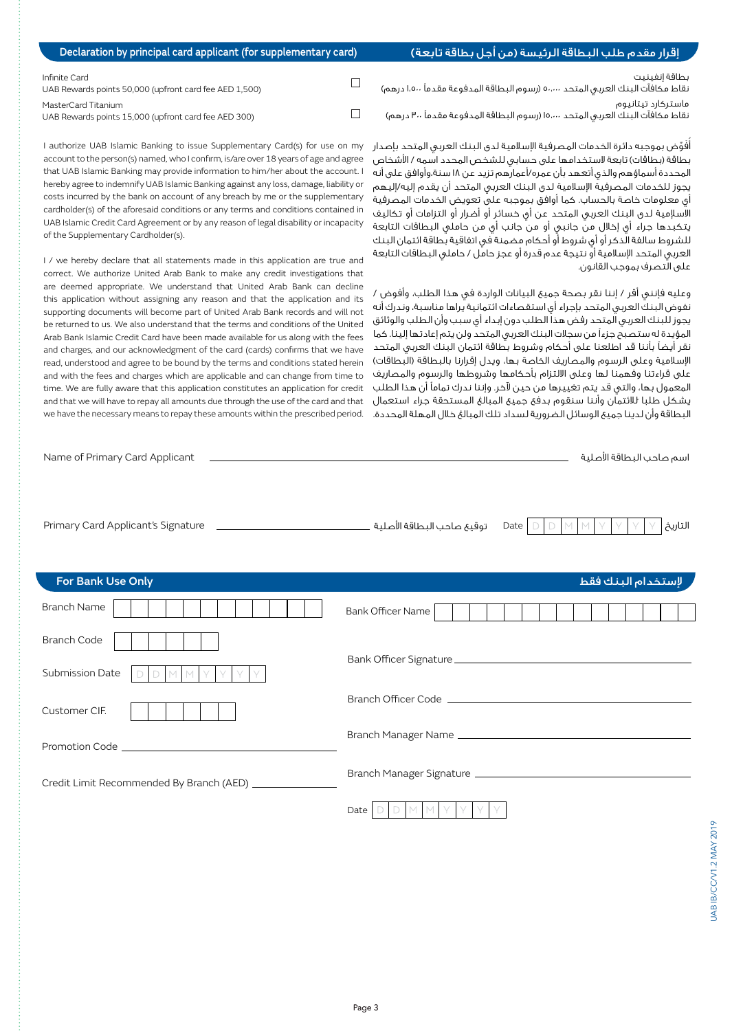## Declaration by principal card applicant (for supplementary card)

## إقرار مقدم طلب البطاقة الرئيسة (من أجل بطاقة تابعة)

☐ Infinite Card
UAB Rewards points 50,000 (upfront card fee AED 1,500)

بطاقة إنفينيت
نقاط مكافآت البنك العربي المتحد ٥٠,٠٠٠ (رسوم البطاقة المدفوعة مقدماً ١,٥٠٠ درهم)

☐ MasterCard Titanium
UAB Rewards points 15,000 (upfront card fee AED 300)

ماستركارد تيتانيوم
نقاط مكافآت البنك العربي المتحد ١٥,٠٠٠ (رسوم البطاقة المدفوعة مقدماً ٣٠٠ درهم)

I authorize UAB Islamic Banking to issue Supplementary Card(s) for use on my account to the person(s) named, who I confirm, is/are over 18 years of age and agree that UAB Islamic Banking may provide information to him/her about the account. I hereby agree to indemnify UAB Islamic Banking against any loss, damage, liability or costs incurred by the bank on account of any breach by me or the supplementary cardholder(s) of the aforesaid conditions or any terms and conditions contained in UAB Islamic Credit Card Agreement or by any reason of legal disability or incapacity of the Supplementary Cardholder(s).

I / we hereby declare that all statements made in this application are true and correct. We authorize United Arab Bank to make any credit investigations that are deemed appropriate. We understand that United Arab Bank can decline this application without assigning any reason and that the application and its supporting documents will become part of United Arab Bank records and will not be returned to us. We also understand that the terms and conditions of the United Arab Bank Islamic Credit Card have been made available for us along with the fees and charges, and our acknowledgment of the card (cards) confirms that we have read, understood and agree to be bound by the terms and conditions stated herein and with the fees and charges which are applicable and can change from time to time. We are fully aware that this application constitutes an application for credit and that we will have to repay all amounts due through the use of the card and that we have the necessary means to repay these amounts within the prescribed period.

أُفوِّض بموجبه دائرة الخدمات المصرفية الإسلامية لدى البنك العربي المتحد بإصدار بطاقة (بطاقات) تابعة لاستخدامها على حسابي للشخص المحدد اسمه / الأشخاص المحددة أسماؤهم والذي أتعهد بأن عمره/أعمارهم تزيد عن ١٨ سنة،وأوافق على أنه يجوز للخدمات المصرفية الإسلامية لدى البنك العربي المتحد أن يقدم إليه/إليهم أي معلومات خاصة بالحساب. كما أوافق بموجبه على تعويض الخدمات المصرفية الاسلامية لدى البنك العربي المتحد عن أي خسائر أو أضرار أو التزامات أو تكاليف يتكبدها جراء أي إخلال من جانبي أو من جانب أي من حاملي البطاقات التابعة للشروط سالفة الذكر أو أي شروط أو أحكام مضمنة في اتفاقية بطاقة ائتمان البنك العربي المتحد الإسلامية أو نتيجة عدم قدرة أو عجز حامل / حاملي البطاقات التابعة على التصرف بموجب القانون.

وعليه فإنني أقر / إننا نقر بصحة جميع البيانات الواردة في هذا الطلب، وأفوض / نفوض البنك العربي المتحد بإجراء أي استقصاءات ائتمانية يراها مناسبة، وندرك أنه يجوز للبنك العربي المتحد رفض هذا الطلب دون إبداء أي سبب وأن الطلب والوثائق المؤيدة له ستصبح جزءاً من سجلات البنك العربي المتحد ولن يتم إعادتها إلينا. كما نقر أيضاً بأننا قد اطلعنا على أحكام وشروط بطاقة ائتمان البنك العربي المتحد الإسلامية وعلى الرسوم والمصاريف الخاصة بها، ويدل إقرارنا بالبطاقة (البطاقات) على قراءتنا وفهمنا لها وعلى الالتزام بأحكامها وشروطها والرسوم والمصاريف المعمول بها، والتي قد يتم تغييرها من حين لآخر. وإننا ندرك تماماً أن هذا الطلب يشكل طلبا للائتمان وأننا سنقوم بدفع جميع المبالغ المستحقة جراء استعمال البطاقة وأن لدينا جميع الوسائل الضرورية لسداد تلك المبالغ خلال المهلة المحددة.

Name of Primary Card Applicant ______________________ اسم صاحب البطاقة الأصلية

Primary Card Applicant's Signature ______________ توقيع صاحب البطاقة الأصلية &nbsp;&nbsp; Date D D M M Y Y Y Y التاريخ

## For Bank Use Only

## لإستخدام البنك فقط

Branch Name

Branch Code

Submission Date D D M M Y Y Y Y

Customer CIF.

Promotion Code ______________________

Credit Limit Recommended By Branch (AED) ______________

Bank Officer Name

Bank Officer Signature ______________________

Branch Officer Code ______________________

Branch Manager Name ______________________

Branch Manager Signature ______________________

Date D D M M Y Y Y Y

UAB IB/CC/V1.2 MAY 2019